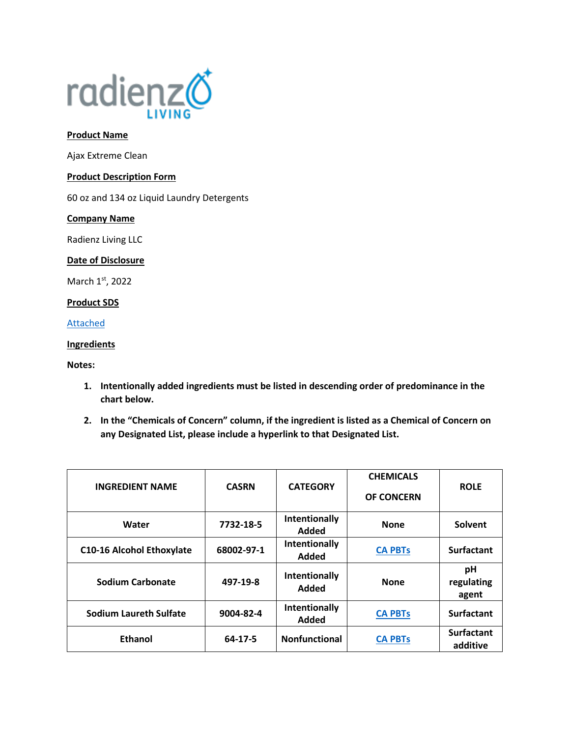**Product Name**

Ajax Extreme Clean

**Product Description Form**

60 oz and 134 oz Liquid Laundry Detergents

**Company Name**

Radienz Living LLC

**Date of Disclosure**

March 1st, 2022

**Product SDS**

Attached

**Ingredients**

**Notes:**

1. **Intentionally added ingredients must be listed in descending order of predominance in the chart below.**
2. **In the "Chemicals of Concern" column, if the ingredient is listed as a Chemical of Concern on any Designated List, please include a hyperlink to that Designated List.**

| INGREDIENT NAME | CASRN | CATEGORY | CHEMICALS OF CONCERN | ROLE |
|---|---|---|---|---|
| Water | 7732-18-5 | Intentionally Added | None | Solvent |
| C10-16 Alcohol Ethoxylate | 68002-97-1 | Intentionally Added | CA PBTs | Surfactant |
| Sodium Carbonate | 497-19-8 | Intentionally Added | None | pH regulating agent |
| Sodium Laureth Sulfate | 9004-82-4 | Intentionally Added | CA PBTs | Surfactant |
| Ethanol | 64-17-5 | Nonfunctional | CA PBTs | Surfactant additive |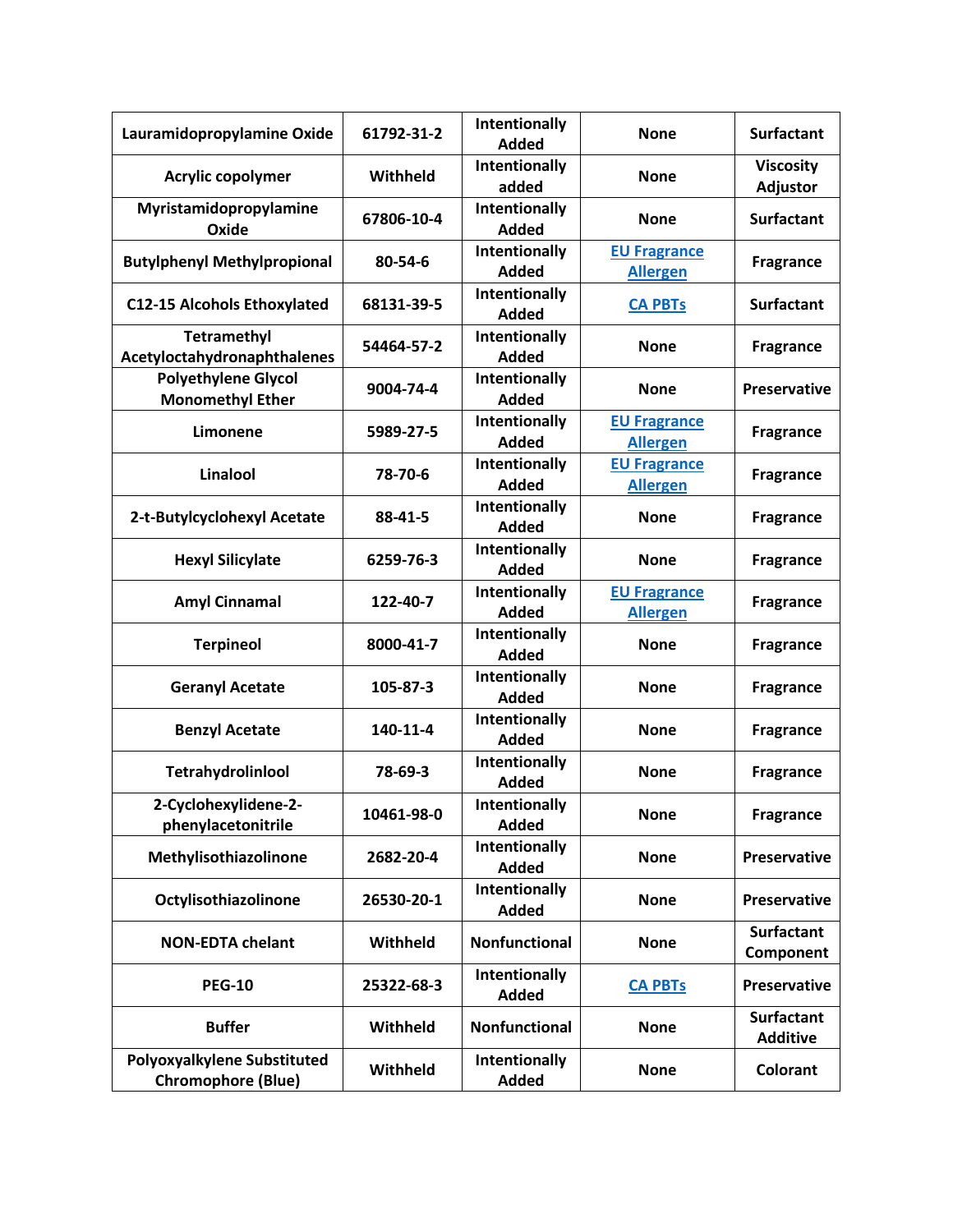| Lauramidopropylamine Oxide | 61792-31-2 | Intentionally Added | None | Surfactant |
|---|---|---|---|---|
| Acrylic copolymer | Withheld | Intentionally added | None | Viscosity Adjustor |
| Myristamidopropylamine Oxide | 67806-10-4 | Intentionally Added | None | Surfactant |
| Butylphenyl Methylpropional | 80-54-6 | Intentionally Added | EU Fragrance Allergen | Fragrance |
| C12-15 Alcohols Ethoxylated | 68131-39-5 | Intentionally Added | CA PBTs | Surfactant |
| Tetramethyl Acetyloctahydronaphthalenes | 54464-57-2 | Intentionally Added | None | Fragrance |
| Polyethylene Glycol Monomethyl Ether | 9004-74-4 | Intentionally Added | None | Preservative |
| Limonene | 5989-27-5 | Intentionally Added | EU Fragrance Allergen | Fragrance |
| Linalool | 78-70-6 | Intentionally Added | EU Fragrance Allergen | Fragrance |
| 2-t-Butylcyclohexyl Acetate | 88-41-5 | Intentionally Added | None | Fragrance |
| Hexyl Silicylate | 6259-76-3 | Intentionally Added | None | Fragrance |
| Amyl Cinnamal | 122-40-7 | Intentionally Added | EU Fragrance Allergen | Fragrance |
| Terpineol | 8000-41-7 | Intentionally Added | None | Fragrance |
| Geranyl Acetate | 105-87-3 | Intentionally Added | None | Fragrance |
| Benzyl Acetate | 140-11-4 | Intentionally Added | None | Fragrance |
| Tetrahydrolinlool | 78-69-3 | Intentionally Added | None | Fragrance |
| 2-Cyclohexylidene-2-phenylacetonitrile | 10461-98-0 | Intentionally Added | None | Fragrance |
| Methylisothiazolinone | 2682-20-4 | Intentionally Added | None | Preservative |
| Octylisothiazolinone | 26530-20-1 | Intentionally Added | None | Preservative |
| NON-EDTA chelant | Withheld | Nonfunctional | None | Surfactant Component |
| PEG-10 | 25322-68-3 | Intentionally Added | CA PBTs | Preservative |
| Buffer | Withheld | Nonfunctional | None | Surfactant Additive |
| Polyoxyalkylene Substituted Chromophore (Blue) | Withheld | Intentionally Added | None | Colorant |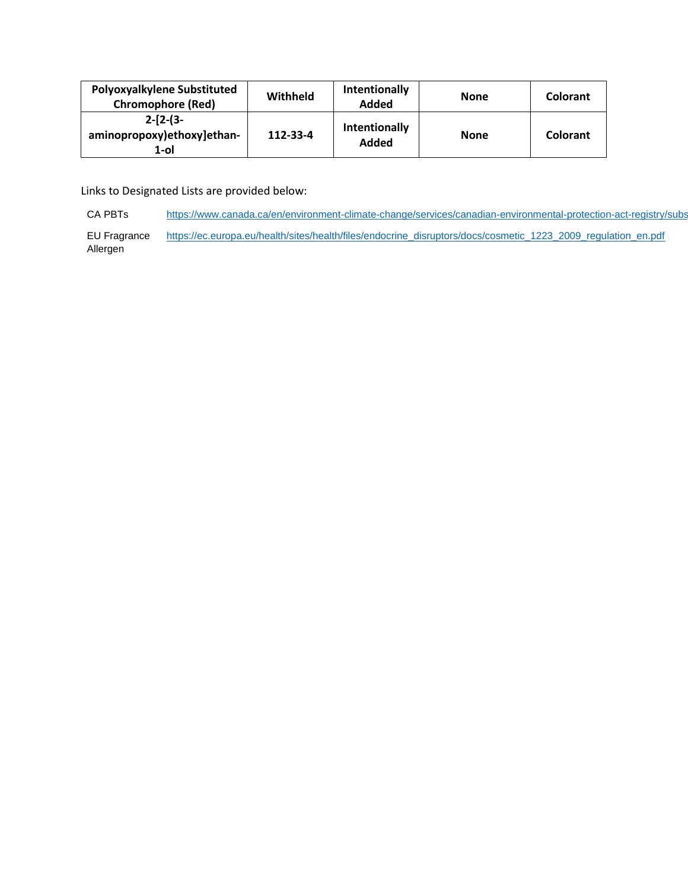| | | | | |
|---|---|---|---|---|
| **Polyoxyalkylene Substituted Chromophore (Red)** | **Withheld** | **Intentionally Added** | **None** | **Colorant** |
| **2-[2-(3-aminopropoxy)ethoxy]ethan-1-ol** | **112-33-4** | **Intentionally Added** | **None** | **Colorant** |

Links to Designated Lists are provided below:

| | |
|---|---|
| CA PBTs | https://www.canada.ca/en/environment-climate-change/services/canadian-environmental-protection-act-registry/subs |
| EU Fragrance Allergen | https://ec.europa.eu/health/sites/health/files/endocrine_disruptors/docs/cosmetic_1223_2009_regulation_en.pdf |